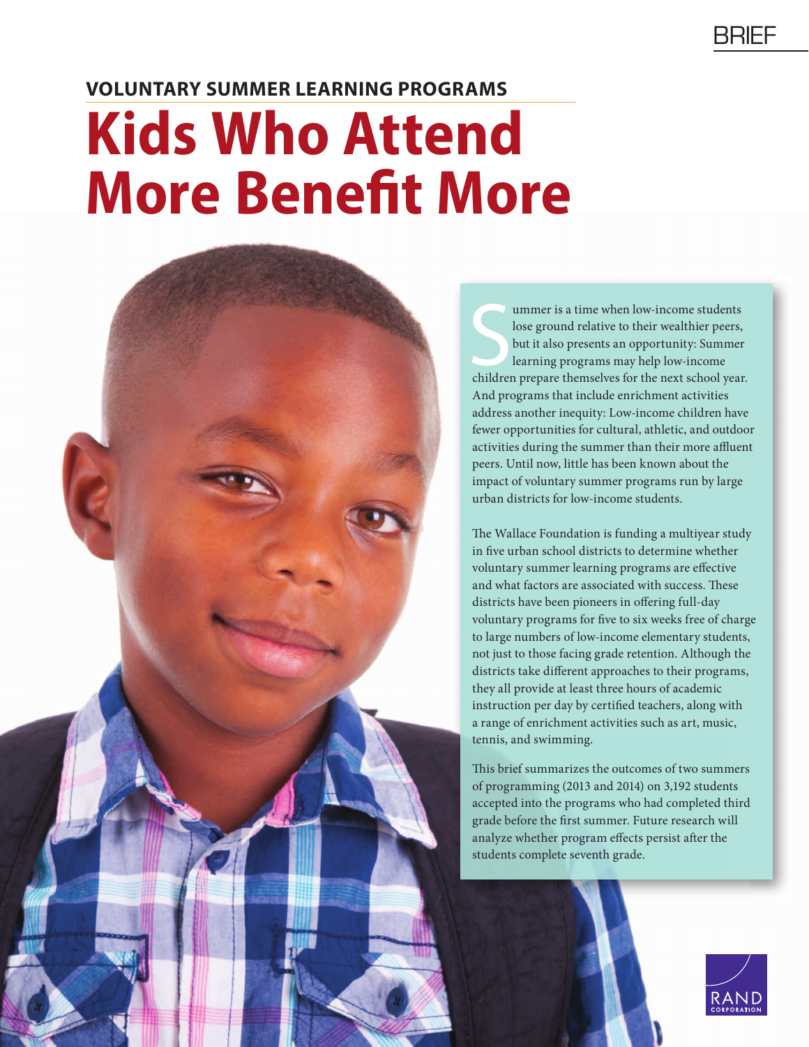BRIEF

## VOLUNTARY SUMMER LEARNING PROGRAMS

# Kids Who Attend More Benefit More

Summer is a time when low-income students lose ground relative to their wealthier peers, but it also presents an opportunity: Summer learning programs may help low-income children prepare themselves for the next school year. And programs that include enrichment activities address another inequity: Low-income children have fewer opportunities for cultural, athletic, and outdoor activities during the summer than their more affluent peers. Until now, little has been known about the impact of voluntary summer programs run by large urban districts for low-income students.

The Wallace Foundation is funding a multiyear study in five urban school districts to determine whether voluntary summer learning programs are effective and what factors are associated with success. These districts have been pioneers in offering full-day voluntary programs for five to six weeks free of charge to large numbers of low-income elementary students, not just to those facing grade retention. Although the districts take different approaches to their programs, they all provide at least three hours of academic instruction per day by certified teachers, along with a range of enrichment activities such as art, music, tennis, and swimming.

This brief summarizes the outcomes of two summers of programming (2013 and 2014) on 3,192 students accepted into the programs who had completed third grade before the first summer. Future research will analyze whether program effects persist after the students complete seventh grade.

RAND CORPORATION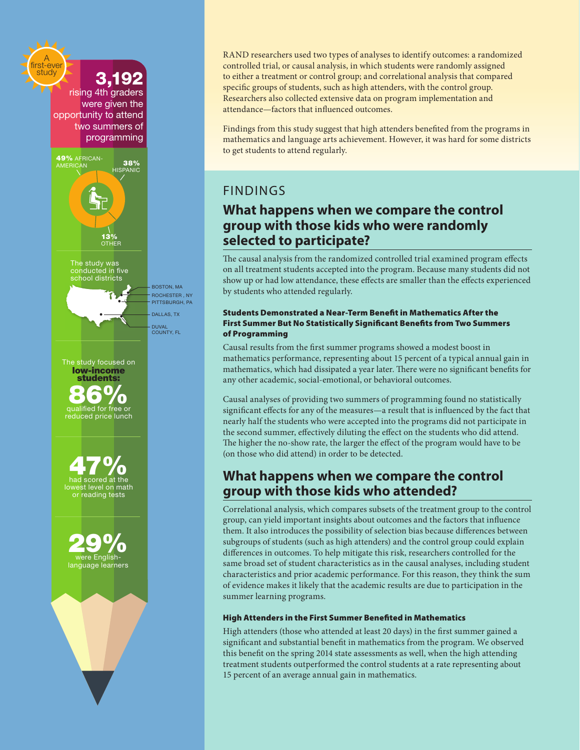A first-ever study

**3,192** rising 4th graders were given the opportunity to attend two summers of programming

**49%** AFRICAN-AMERICAN

**38%** HISPANIC

**13%** OTHER

The study was conducted in five school districts

BOSTON, MA
ROCHESTER , NY
PITTSBURGH, PA
DALLAS, TX
DUVAL COUNTY, FL

The study focused on **low-income students:**

**86%** qualified for free or reduced price lunch

**47%** had scored at the lowest level on math or reading tests

**29%** were English-language learners

RAND researchers used two types of analyses to identify outcomes: a randomized controlled trial, or causal analysis, in which students were randomly assigned to either a treatment or control group; and correlational analysis that compared specific groups of students, such as high attenders, with the control group. Researchers also collected extensive data on program implementation and attendance—factors that influenced outcomes.

Findings from this study suggest that high attenders benefited from the programs in mathematics and language arts achievement. However, it was hard for some districts to get students to attend regularly.

## FINDINGS

## What happens when we compare the control group with those kids who were randomly selected to participate?

The causal analysis from the randomized controlled trial examined program effects on all treatment students accepted into the program. Because many students did not show up or had low attendance, these effects are smaller than the effects experienced by students who attended regularly.

#### Students Demonstrated a Near-Term Benefit in Mathematics After the First Summer But No Statistically Significant Benefits from Two Summers of Programming

Causal results from the first summer programs showed a modest boost in mathematics performance, representing about 15 percent of a typical annual gain in mathematics, which had dissipated a year later. There were no significant benefits for any other academic, social-emotional, or behavioral outcomes.

Causal analyses of providing two summers of programming found no statistically significant effects for any of the measures—a result that is influenced by the fact that nearly half the students who were accepted into the programs did not participate in the second summer, effectively diluting the effect on the students who did attend. The higher the no-show rate, the larger the effect of the program would have to be (on those who did attend) in order to be detected.

## What happens when we compare the control group with those kids who attended?

Correlational analysis, which compares subsets of the treatment group to the control group, can yield important insights about outcomes and the factors that influence them. It also introduces the possibility of selection bias because differences between subgroups of students (such as high attenders) and the control group could explain differences in outcomes. To help mitigate this risk, researchers controlled for the same broad set of student characteristics as in the causal analyses, including student characteristics and prior academic performance. For this reason, they think the sum of evidence makes it likely that the academic results are due to participation in the summer learning programs.

#### High Attenders in the First Summer Benefited in Mathematics

High attenders (those who attended at least 20 days) in the first summer gained a significant and substantial benefit in mathematics from the program. We observed this benefit on the spring 2014 state assessments as well, when the high attending treatment students outperformed the control students at a rate representing about 15 percent of an average annual gain in mathematics.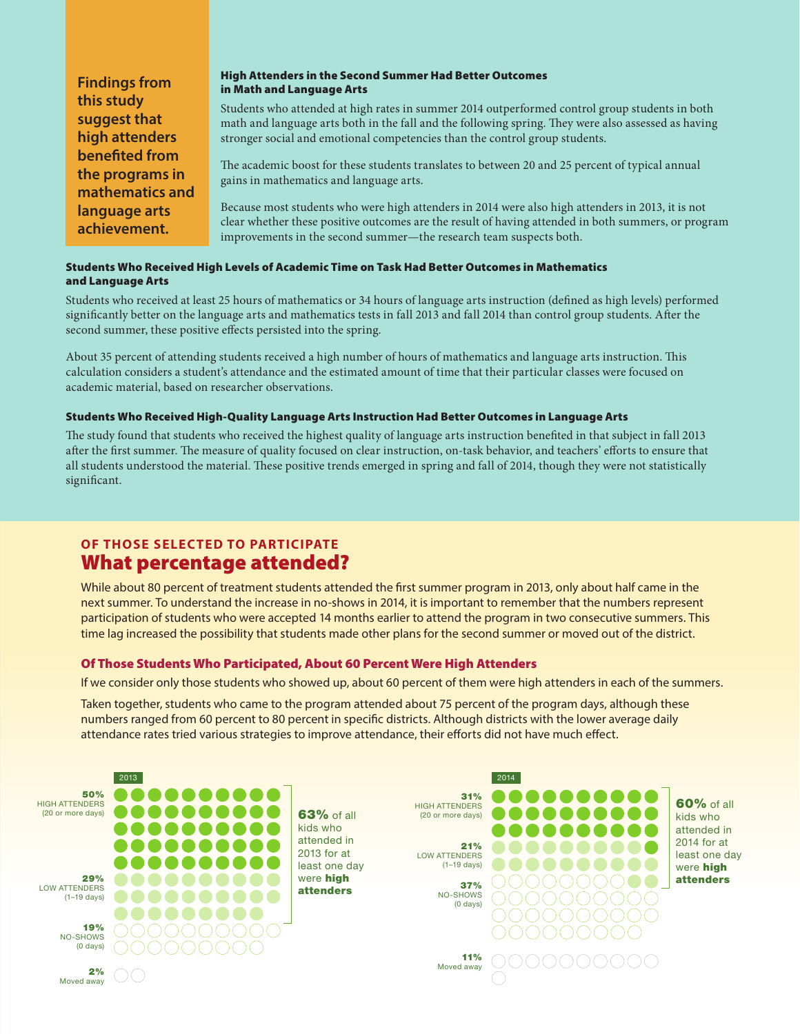**Findings from this study suggest that high attenders benefited from the programs in mathematics and language arts achievement.**

### High Attenders in the Second Summer Had Better Outcomes in Math and Language Arts

Students who attended at high rates in summer 2014 outperformed control group students in both math and language arts both in the fall and the following spring. They were also assessed as having stronger social and emotional competencies than the control group students.

The academic boost for these students translates to between 20 and 25 percent of typical annual gains in mathematics and language arts.

Because most students who were high attenders in 2014 were also high attenders in 2013, it is not clear whether these positive outcomes are the result of having attended in both summers, or program improvements in the second summer—the research team suspects both.

### Students Who Received High Levels of Academic Time on Task Had Better Outcomes in Mathematics and Language Arts

Students who received at least 25 hours of mathematics or 34 hours of language arts instruction (defined as high levels) performed significantly better on the language arts and mathematics tests in fall 2013 and fall 2014 than control group students. After the second summer, these positive effects persisted into the spring.

About 35 percent of attending students received a high number of hours of mathematics and language arts instruction. This calculation considers a student's attendance and the estimated amount of time that their particular classes were focused on academic material, based on researcher observations.

### Students Who Received High-Quality Language Arts Instruction Had Better Outcomes in Language Arts

The study found that students who received the highest quality of language arts instruction benefited in that subject in fall 2013 after the first summer. The measure of quality focused on clear instruction, on-task behavior, and teachers' efforts to ensure that all students understood the material. These positive trends emerged in spring and fall of 2014, though they were not statistically significant.

## OF THOSE SELECTED TO PARTICIPATE
## What percentage attended?

While about 80 percent of treatment students attended the first summer program in 2013, only about half came in the next summer. To understand the increase in no-shows in 2014, it is important to remember that the numbers represent participation of students who were accepted 14 months earlier to attend the program in two consecutive summers. This time lag increased the possibility that students made other plans for the second summer or moved out of the district.

### Of Those Students Who Participated, About 60 Percent Were High Attenders

If we consider only those students who showed up, about 60 percent of them were high attenders in each of the summers.

Taken together, students who came to the program attended about 75 percent of the program days, although these numbers ranged from 60 percent to 80 percent in specific districts. Although districts with the lower average daily attendance rates tried various strategies to improve attendance, their efforts did not have much effect.

2013

50% HIGH ATTENDERS (20 or more days)

29% LOW ATTENDERS (1–19 days)

19% NO-SHOWS (0 days)

2% Moved away

**63%** of all kids who attended in 2013 for at least one day were **high attenders**

2014

31% HIGH ATTENDERS (20 or more days)

21% LOW ATTENDERS (1–19 days)

37% NO-SHOWS (0 days)

11% Moved away

**60%** of all kids who attended in 2014 for at least one day were **high attenders**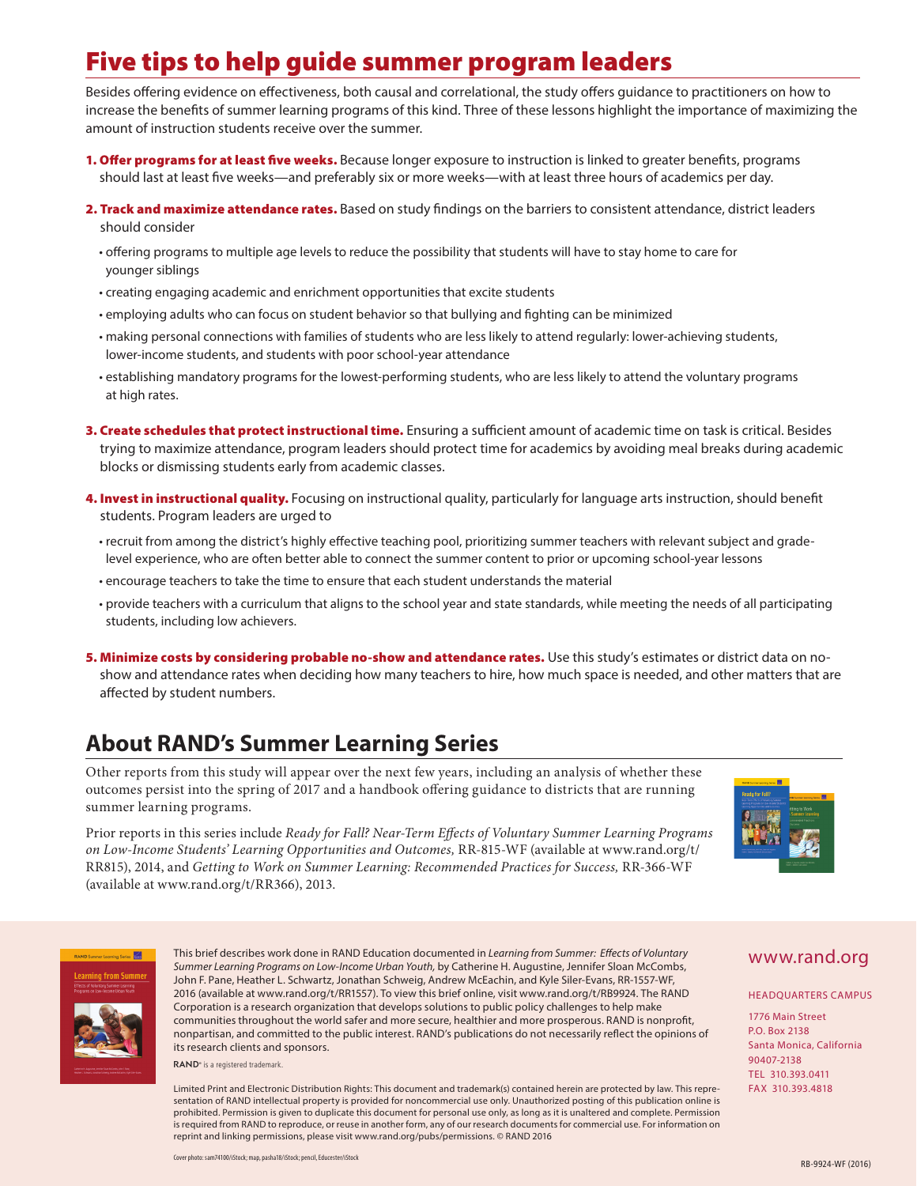# Five tips to help guide summer program leaders

Besides offering evidence on effectiveness, both causal and correlational, the study offers guidance to practitioners on how to increase the benefits of summer learning programs of this kind. Three of these lessons highlight the importance of maximizing the amount of instruction students receive over the summer.

1. **Offer programs for at least five weeks.** Because longer exposure to instruction is linked to greater benefits, programs should last at least five weeks—and preferably six or more weeks—with at least three hours of academics per day.

2. **Track and maximize attendance rates.** Based on study findings on the barriers to consistent attendance, district leaders should consider
   - offering programs to multiple age levels to reduce the possibility that students will have to stay home to care for younger siblings
   - creating engaging academic and enrichment opportunities that excite students
   - employing adults who can focus on student behavior so that bullying and fighting can be minimized
   - making personal connections with families of students who are less likely to attend regularly: lower-achieving students, lower-income students, and students with poor school-year attendance
   - establishing mandatory programs for the lowest-performing students, who are less likely to attend the voluntary programs at high rates.

3. **Create schedules that protect instructional time.** Ensuring a sufficient amount of academic time on task is critical. Besides trying to maximize attendance, program leaders should protect time for academics by avoiding meal breaks during academic blocks or dismissing students early from academic classes.

4. **Invest in instructional quality.** Focusing on instructional quality, particularly for language arts instruction, should benefit students. Program leaders are urged to
   - recruit from among the district's highly effective teaching pool, prioritizing summer teachers with relevant subject and grade-level experience, who are often better able to connect the summer content to prior or upcoming school-year lessons
   - encourage teachers to take the time to ensure that each student understands the material
   - provide teachers with a curriculum that aligns to the school year and state standards, while meeting the needs of all participating students, including low achievers.

5. **Minimize costs by considering probable no-show and attendance rates.** Use this study's estimates or district data on no-show and attendance rates when deciding how many teachers to hire, how much space is needed, and other matters that are affected by student numbers.

## About RAND's Summer Learning Series

Other reports from this study will appear over the next few years, including an analysis of whether these outcomes persist into the spring of 2017 and a handbook offering guidance to districts that are running summer learning programs.

Prior reports in this series include *Ready for Fall? Near-Term Effects of Voluntary Summer Learning Programs on Low-Income Students' Learning Opportunities and Outcomes,* RR-815-WF (available at www.rand.org/t/RR815), 2014, and *Getting to Work on Summer Learning: Recommended Practices for Success,* RR-366-WF (available at www.rand.org/t/RR366), 2013.

This brief describes work done in RAND Education documented in *Learning from Summer: Effects of Voluntary Summer Learning Programs on Low-Income Urban Youth,* by Catherine H. Augustine, Jennifer Sloan McCombs, John F. Pane, Heather L. Schwartz, Jonathan Schweig, Andrew McEachin, and Kyle Siler-Evans, RR-1557-WF, 2016 (available at www.rand.org/t/RR1557). To view this brief online, visit www.rand.org/t/RB9924. The RAND Corporation is a research organization that develops solutions to public policy challenges to help make communities throughout the world safer and more secure, healthier and more prosperous. RAND is nonprofit, nonpartisan, and committed to the public interest. RAND's publications do not necessarily reflect the opinions of its research clients and sponsors.

RAND® is a registered trademark.

Limited Print and Electronic Distribution Rights: This document and trademark(s) contained herein are protected by law. This representation of RAND intellectual property is provided for noncommercial use only. Unauthorized posting of this publication online is prohibited. Permission is given to duplicate this document for personal use only, as long as it is unaltered and complete. Permission is required from RAND to reproduce, or reuse in another form, any of our research documents for commercial use. For information on reprint and linking permissions, please visit www.rand.org/pubs/permissions. © RAND 2016

Cover photo: sam74100/iStock; map, pasha18/iStock; pencil, Educester/iStock

www.rand.org

HEADQUARTERS CAMPUS

1776 Main Street
P.O. Box 2138
Santa Monica, California
90407-2138
TEL 310.393.0411
FAX 310.393.4818

RB-9924-WF (2016)